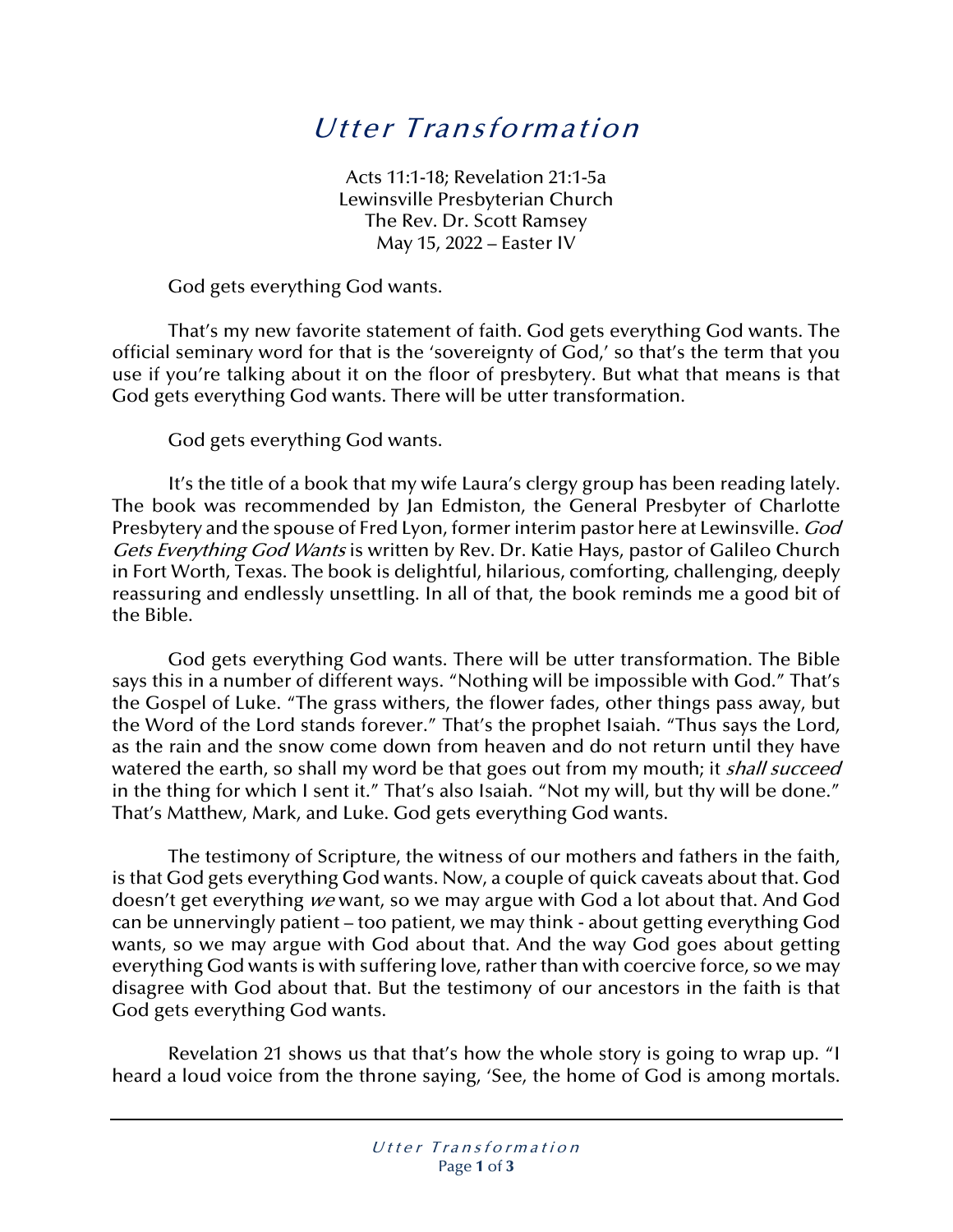# *Utter Transformation*

Acts 11:1-18; Revelation 21:1-5a  
Lewinsville Presbyterian Church  
The Rev. Dr. Scott Ramsey  
May 15, 2022 – Easter IV

God gets everything God wants.

That's my new favorite statement of faith. God gets everything God wants. The official seminary word for that is the 'sovereignty of God,' so that's the term that you use if you're talking about it on the floor of presbytery. But what that means is that God gets everything God wants. There will be utter transformation.

God gets everything God wants.

It's the title of a book that my wife Laura's clergy group has been reading lately. The book was recommended by Jan Edmiston, the General Presbyter of Charlotte Presbytery and the spouse of Fred Lyon, former interim pastor here at Lewinsville. *God Gets Everything God Wants* is written by Rev. Dr. Katie Hays, pastor of Galileo Church in Fort Worth, Texas. The book is delightful, hilarious, comforting, challenging, deeply reassuring and endlessly unsettling. In all of that, the book reminds me a good bit of the Bible.

God gets everything God wants. There will be utter transformation. The Bible says this in a number of different ways. "Nothing will be impossible with God." That's the Gospel of Luke. "The grass withers, the flower fades, other things pass away, but the Word of the Lord stands forever." That's the prophet Isaiah. "Thus says the Lord, as the rain and the snow come down from heaven and do not return until they have watered the earth, so shall my word be that goes out from my mouth; it *shall succeed* in the thing for which I sent it." That's also Isaiah. "Not my will, but thy will be done." That's Matthew, Mark, and Luke. God gets everything God wants.

The testimony of Scripture, the witness of our mothers and fathers in the faith, is that God gets everything God wants. Now, a couple of quick caveats about that. God doesn't get everything *we* want, so we may argue with God a lot about that. And God can be unnervingly patient – too patient, we may think - about getting everything God wants, so we may argue with God about that. And the way God goes about getting everything God wants is with suffering love, rather than with coercive force, so we may disagree with God about that. But the testimony of our ancestors in the faith is that God gets everything God wants.

Revelation 21 shows us that that's how the whole story is going to wrap up. "I heard a loud voice from the throne saying, 'See, the home of God is among mortals.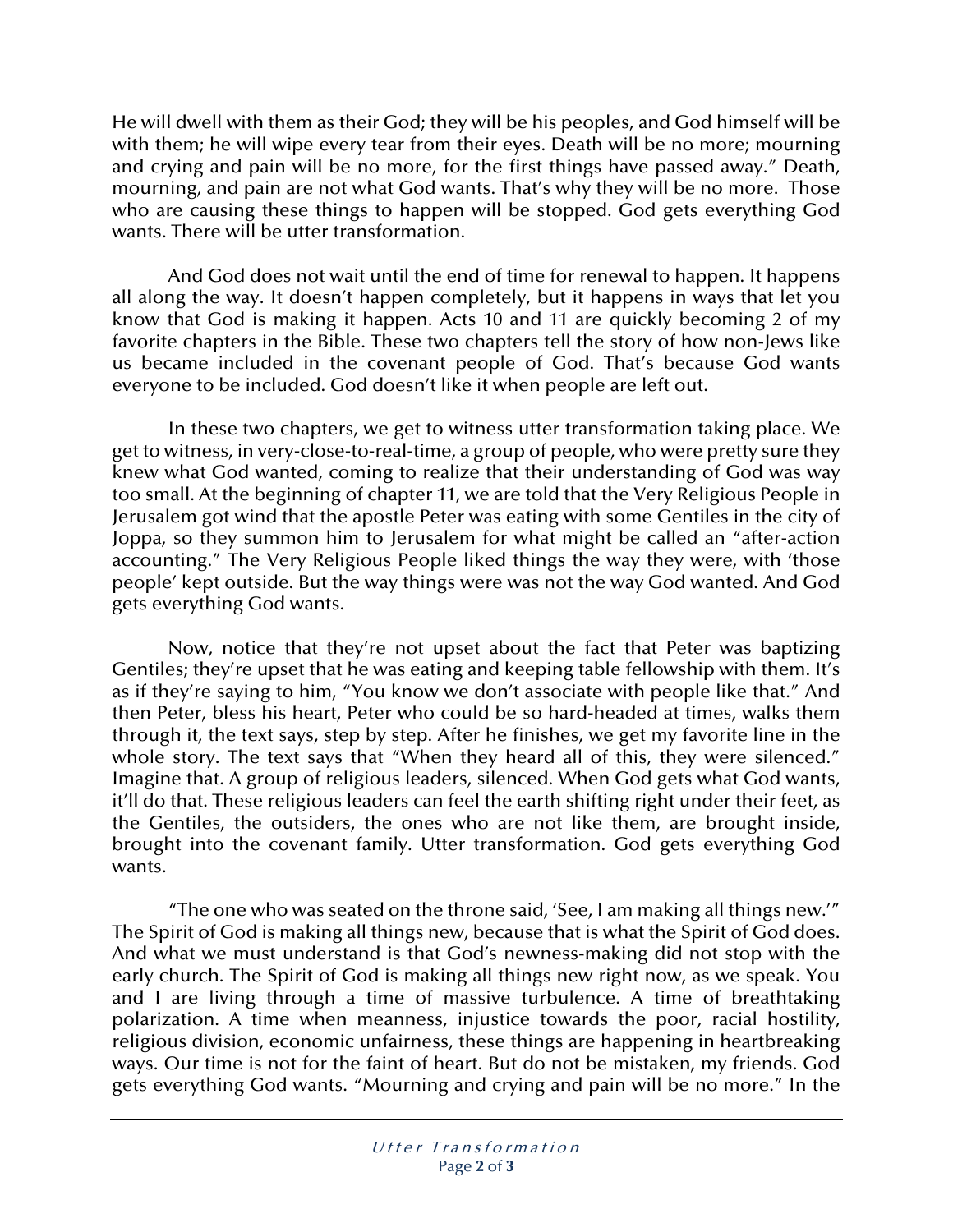He will dwell with them as their God; they will be his peoples, and God himself will be with them; he will wipe every tear from their eyes. Death will be no more; mourning and crying and pain will be no more, for the first things have passed away." Death, mourning, and pain are not what God wants. That's why they will be no more. Those who are causing these things to happen will be stopped. God gets everything God wants. There will be utter transformation.

And God does not wait until the end of time for renewal to happen. It happens all along the way. It doesn't happen completely, but it happens in ways that let you know that God is making it happen. Acts 10 and 11 are quickly becoming 2 of my favorite chapters in the Bible. These two chapters tell the story of how non-Jews like us became included in the covenant people of God. That's because God wants everyone to be included. God doesn't like it when people are left out.

In these two chapters, we get to witness utter transformation taking place. We get to witness, in very-close-to-real-time, a group of people, who were pretty sure they knew what God wanted, coming to realize that their understanding of God was way too small. At the beginning of chapter 11, we are told that the Very Religious People in Jerusalem got wind that the apostle Peter was eating with some Gentiles in the city of Joppa, so they summon him to Jerusalem for what might be called an "after-action accounting." The Very Religious People liked things the way they were, with 'those people' kept outside. But the way things were was not the way God wanted. And God gets everything God wants.

Now, notice that they're not upset about the fact that Peter was baptizing Gentiles; they're upset that he was eating and keeping table fellowship with them. It's as if they're saying to him, "You know we don't associate with people like that." And then Peter, bless his heart, Peter who could be so hard-headed at times, walks them through it, the text says, step by step. After he finishes, we get my favorite line in the whole story. The text says that "When they heard all of this, they were silenced." Imagine that. A group of religious leaders, silenced. When God gets what God wants, it'll do that. These religious leaders can feel the earth shifting right under their feet, as the Gentiles, the outsiders, the ones who are not like them, are brought inside, brought into the covenant family. Utter transformation. God gets everything God wants.

"The one who was seated on the throne said, 'See, I am making all things new.'" The Spirit of God is making all things new, because that is what the Spirit of God does. And what we must understand is that God's newness-making did not stop with the early church. The Spirit of God is making all things new right now, as we speak. You and I are living through a time of massive turbulence. A time of breathtaking polarization. A time when meanness, injustice towards the poor, racial hostility, religious division, economic unfairness, these things are happening in heartbreaking ways. Our time is not for the faint of heart. But do not be mistaken, my friends. God gets everything God wants. "Mourning and crying and pain will be no more." In the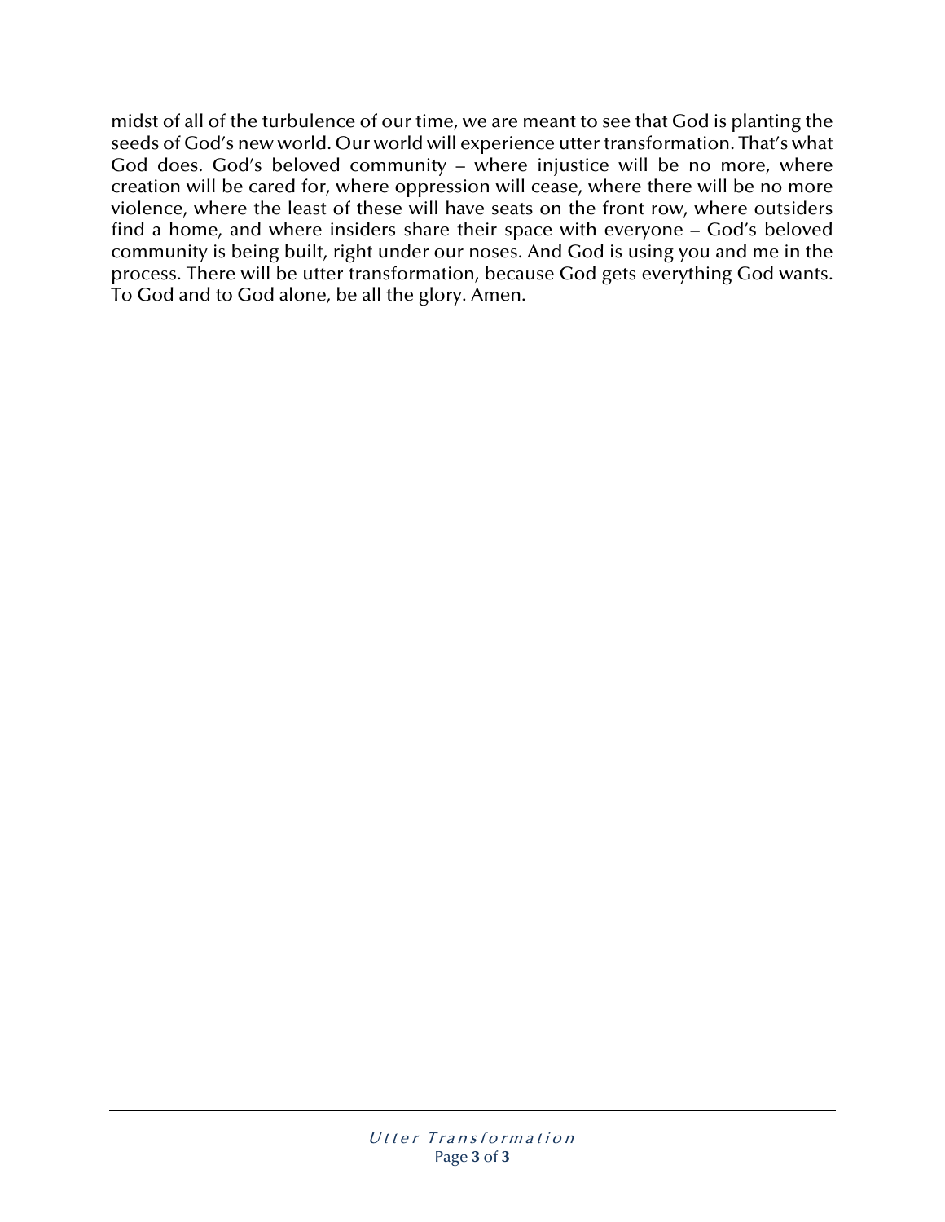midst of all of the turbulence of our time, we are meant to see that God is planting the seeds of God's new world. Our world will experience utter transformation. That's what God does. God's beloved community – where injustice will be no more, where creation will be cared for, where oppression will cease, where there will be no more violence, where the least of these will have seats on the front row, where outsiders find a home, and where insiders share their space with everyone – God's beloved community is being built, right under our noses. And God is using you and me in the process. There will be utter transformation, because God gets everything God wants. To God and to God alone, be all the glory. Amen.